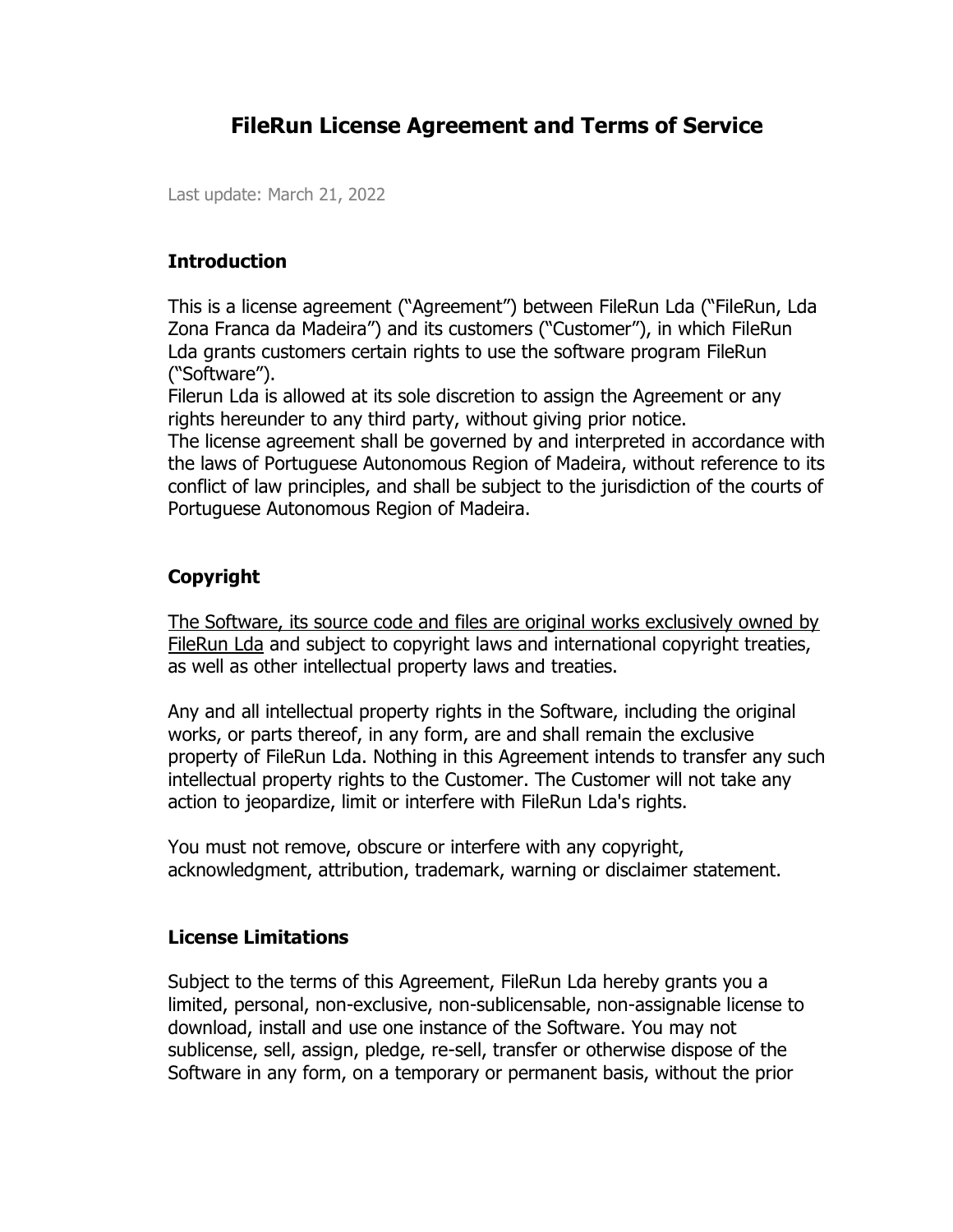# FileRun License Agreement and Terms of Service

Last update: March 21, 2022

## Introduction

This is a license agreement ("Agreement") between FileRun Lda ("FileRun, Lda Zona Franca da Madeira") and its customers ("Customer"), in which FileRun Lda grants customers certain rights to use the software program FileRun ("Software").
Filerun Lda is allowed at its sole discretion to assign the Agreement or any rights hereunder to any third party, without giving prior notice.
The license agreement shall be governed by and interpreted in accordance with the laws of Portuguese Autonomous Region of Madeira, without reference to its conflict of law principles, and shall be subject to the jurisdiction of the courts of Portuguese Autonomous Region of Madeira.

## Copyright

The Software, its source code and files are original works exclusively owned by FileRun Lda and subject to copyright laws and international copyright treaties, as well as other intellectual property laws and treaties.

Any and all intellectual property rights in the Software, including the original works, or parts thereof, in any form, are and shall remain the exclusive property of FileRun Lda. Nothing in this Agreement intends to transfer any such intellectual property rights to the Customer. The Customer will not take any action to jeopardize, limit or interfere with FileRun Lda's rights.

You must not remove, obscure or interfere with any copyright, acknowledgment, attribution, trademark, warning or disclaimer statement.

## License Limitations

Subject to the terms of this Agreement, FileRun Lda hereby grants you a limited, personal, non-exclusive, non-sublicensable, non-assignable license to download, install and use one instance of the Software. You may not sublicense, sell, assign, pledge, re-sell, transfer or otherwise dispose of the Software in any form, on a temporary or permanent basis, without the prior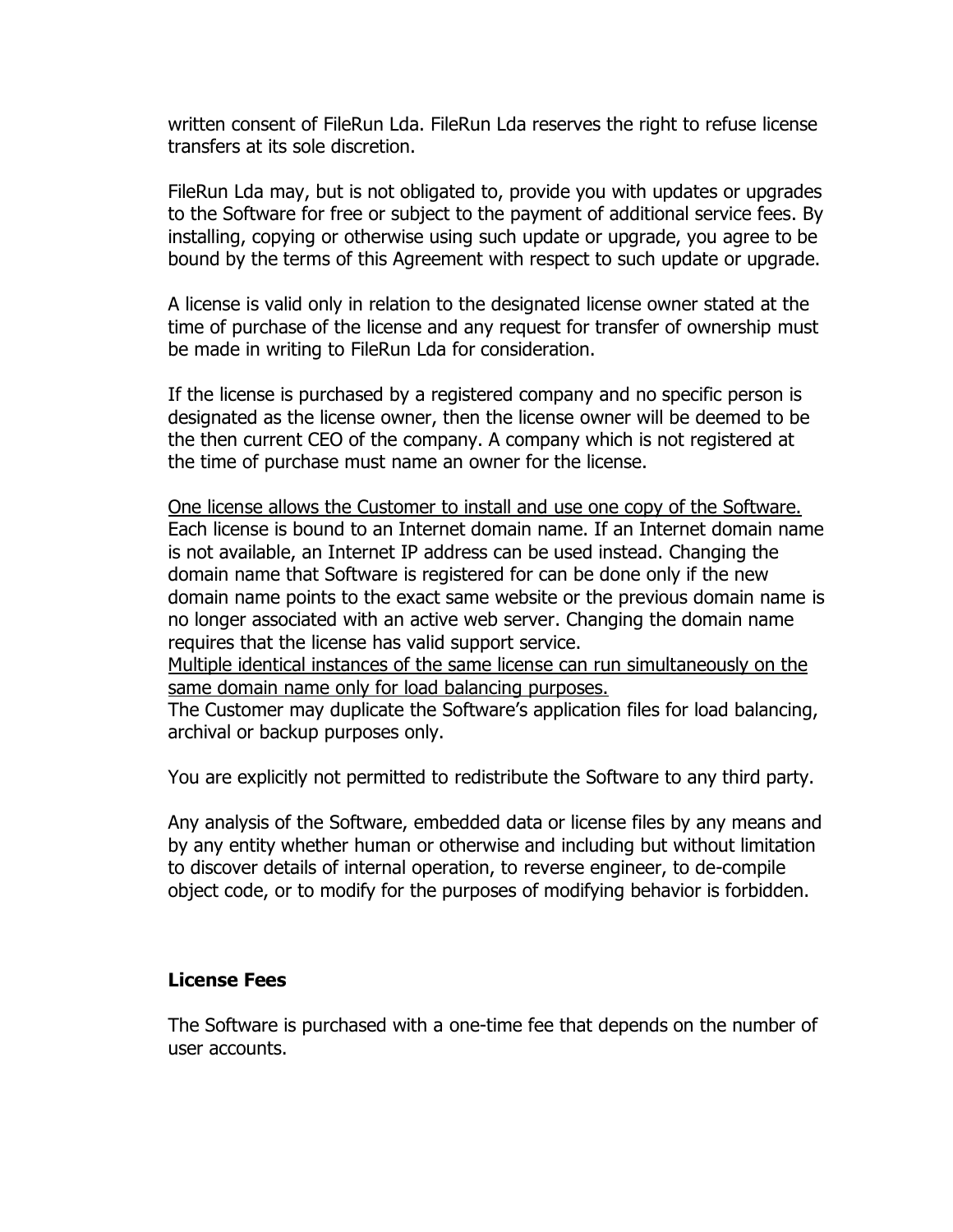written consent of FileRun Lda. FileRun Lda reserves the right to refuse license transfers at its sole discretion.

FileRun Lda may, but is not obligated to, provide you with updates or upgrades to the Software for free or subject to the payment of additional service fees. By installing, copying or otherwise using such update or upgrade, you agree to be bound by the terms of this Agreement with respect to such update or upgrade.

A license is valid only in relation to the designated license owner stated at the time of purchase of the license and any request for transfer of ownership must be made in writing to FileRun Lda for consideration.

If the license is purchased by a registered company and no specific person is designated as the license owner, then the license owner will be deemed to be the then current CEO of the company. A company which is not registered at the time of purchase must name an owner for the license.

<u>One license allows the Customer to install and use one copy of the Software.</u>
Each license is bound to an Internet domain name. If an Internet domain name is not available, an Internet IP address can be used instead. Changing the domain name that Software is registered for can be done only if the new domain name points to the exact same website or the previous domain name is no longer associated with an active web server. Changing the domain name requires that the license has valid support service.
<u>Multiple identical instances of the same license can run simultaneously on the same domain name only for load balancing purposes.</u>
The Customer may duplicate the Software's application files for load balancing, archival or backup purposes only.

You are explicitly not permitted to redistribute the Software to any third party.

Any analysis of the Software, embedded data or license files by any means and by any entity whether human or otherwise and including but without limitation to discover details of internal operation, to reverse engineer, to de-compile object code, or to modify for the purposes of modifying behavior is forbidden.

**License Fees**

The Software is purchased with a one-time fee that depends on the number of user accounts.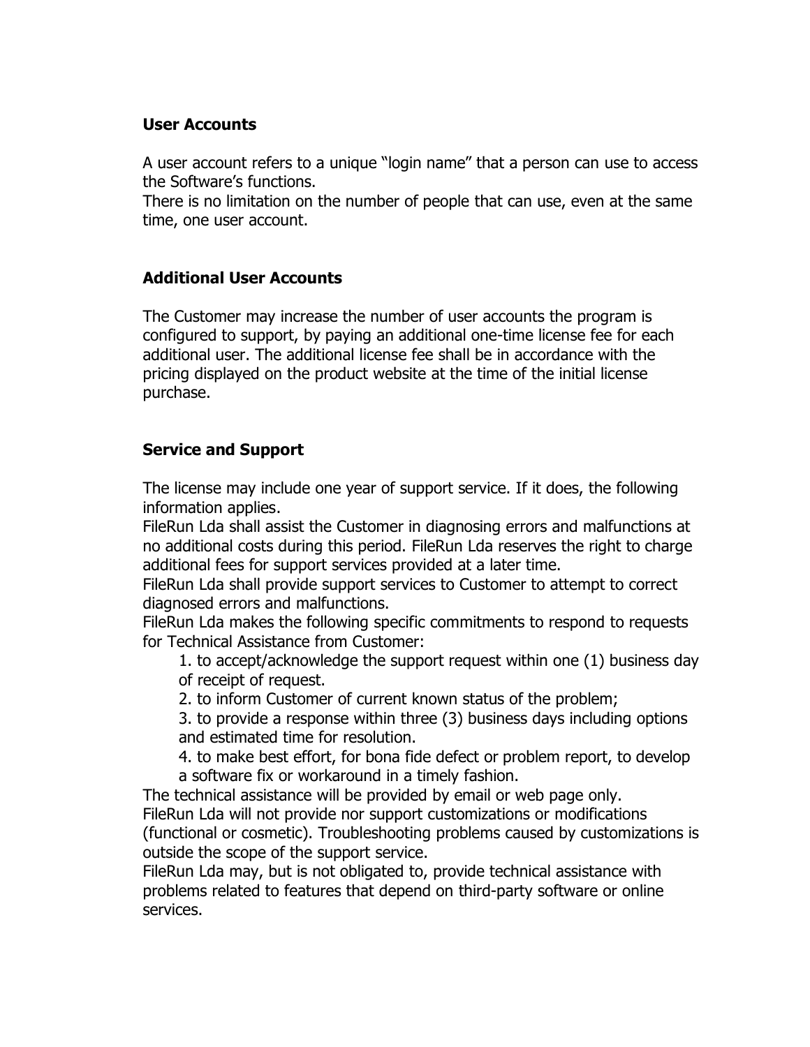## User Accounts

A user account refers to a unique "login name" that a person can use to access the Software's functions.
There is no limitation on the number of people that can use, even at the same time, one user account.

## Additional User Accounts

The Customer may increase the number of user accounts the program is configured to support, by paying an additional one-time license fee for each additional user. The additional license fee shall be in accordance with the pricing displayed on the product website at the time of the initial license purchase.

## Service and Support

The license may include one year of support service. If it does, the following information applies.
FileRun Lda shall assist the Customer in diagnosing errors and malfunctions at no additional costs during this period. FileRun Lda reserves the right to charge additional fees for support services provided at a later time.
FileRun Lda shall provide support services to Customer to attempt to correct diagnosed errors and malfunctions.
FileRun Lda makes the following specific commitments to respond to requests for Technical Assistance from Customer:

1. to accept/acknowledge the support request within one (1) business day of receipt of request.
2. to inform Customer of current known status of the problem;
3. to provide a response within three (3) business days including options and estimated time for resolution.
4. to make best effort, for bona fide defect or problem report, to develop a software fix or workaround in a timely fashion.

The technical assistance will be provided by email or web page only.
FileRun Lda will not provide nor support customizations or modifications (functional or cosmetic). Troubleshooting problems caused by customizations is outside the scope of the support service.
FileRun Lda may, but is not obligated to, provide technical assistance with problems related to features that depend on third-party software or online services.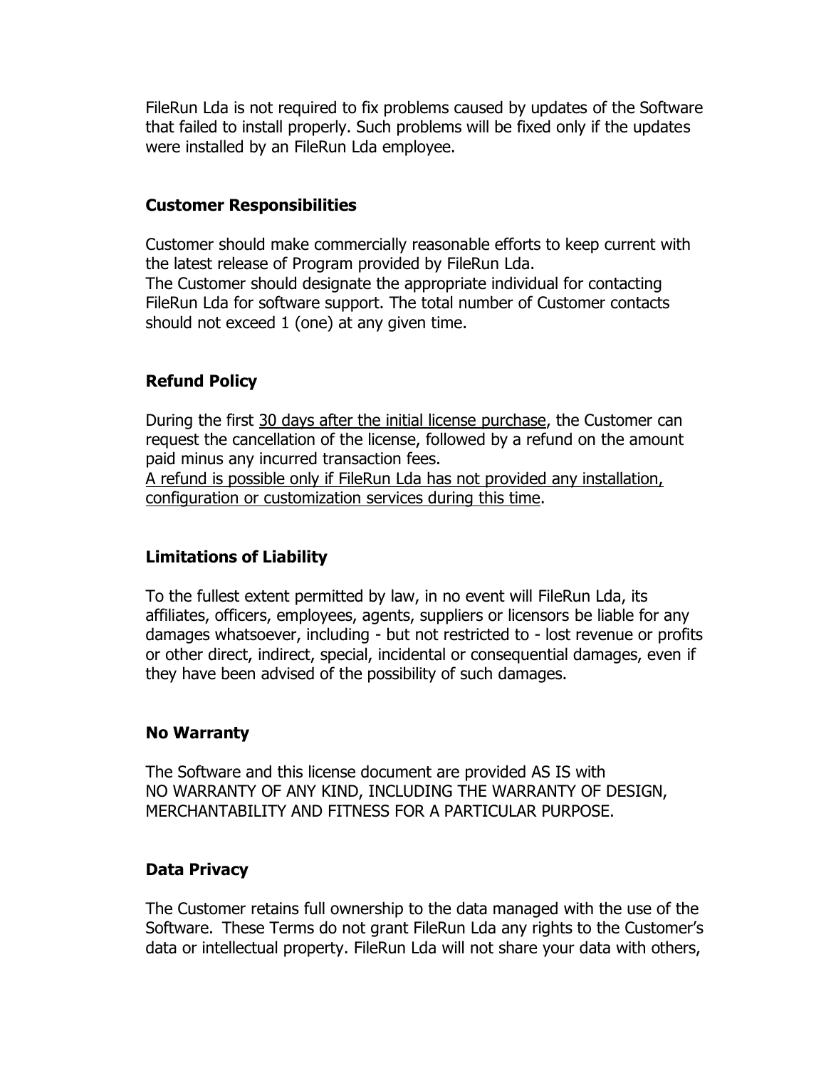FileRun Lda is not required to fix problems caused by updates of the Software that failed to install properly. Such problems will be fixed only if the updates were installed by an FileRun Lda employee.

## Customer Responsibilities

Customer should make commercially reasonable efforts to keep current with the latest release of Program provided by FileRun Lda.
The Customer should designate the appropriate individual for contacting FileRun Lda for software support. The total number of Customer contacts should not exceed 1 (one) at any given time.

## Refund Policy

During the first <u>30 days after the initial license purchase</u>, the Customer can request the cancellation of the license, followed by a refund on the amount paid minus any incurred transaction fees.
<u>A refund is possible only if FileRun Lda has not provided any installation, configuration or customization services during this time</u>.

## Limitations of Liability

To the fullest extent permitted by law, in no event will FileRun Lda, its affiliates, officers, employees, agents, suppliers or licensors be liable for any damages whatsoever, including - but not restricted to - lost revenue or profits or other direct, indirect, special, incidental or consequential damages, even if they have been advised of the possibility of such damages.

## No Warranty

The Software and this license document are provided AS IS with NO WARRANTY OF ANY KIND, INCLUDING THE WARRANTY OF DESIGN, MERCHANTABILITY AND FITNESS FOR A PARTICULAR PURPOSE.

## Data Privacy

The Customer retains full ownership to the data managed with the use of the Software. These Terms do not grant FileRun Lda any rights to the Customer's data or intellectual property. FileRun Lda will not share your data with others,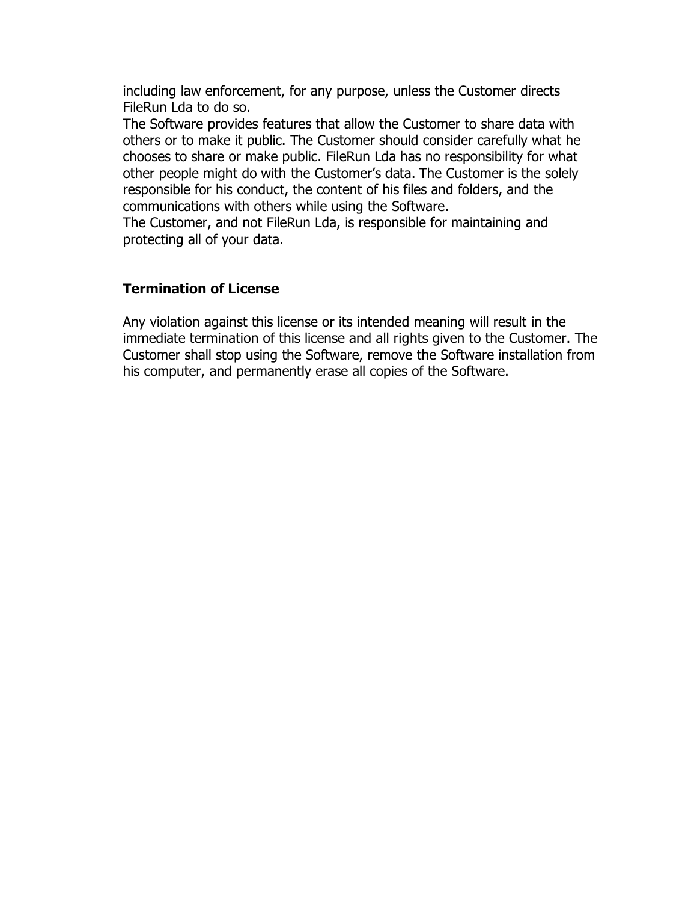including law enforcement, for any purpose, unless the Customer directs FileRun Lda to do so.

The Software provides features that allow the Customer to share data with others or to make it public. The Customer should consider carefully what he chooses to share or make public. FileRun Lda has no responsibility for what other people might do with the Customer's data. The Customer is the solely responsible for his conduct, the content of his files and folders, and the communications with others while using the Software.

The Customer, and not FileRun Lda, is responsible for maintaining and protecting all of your data.

**Termination of License**

Any violation against this license or its intended meaning will result in the immediate termination of this license and all rights given to the Customer. The Customer shall stop using the Software, remove the Software installation from his computer, and permanently erase all copies of the Software.